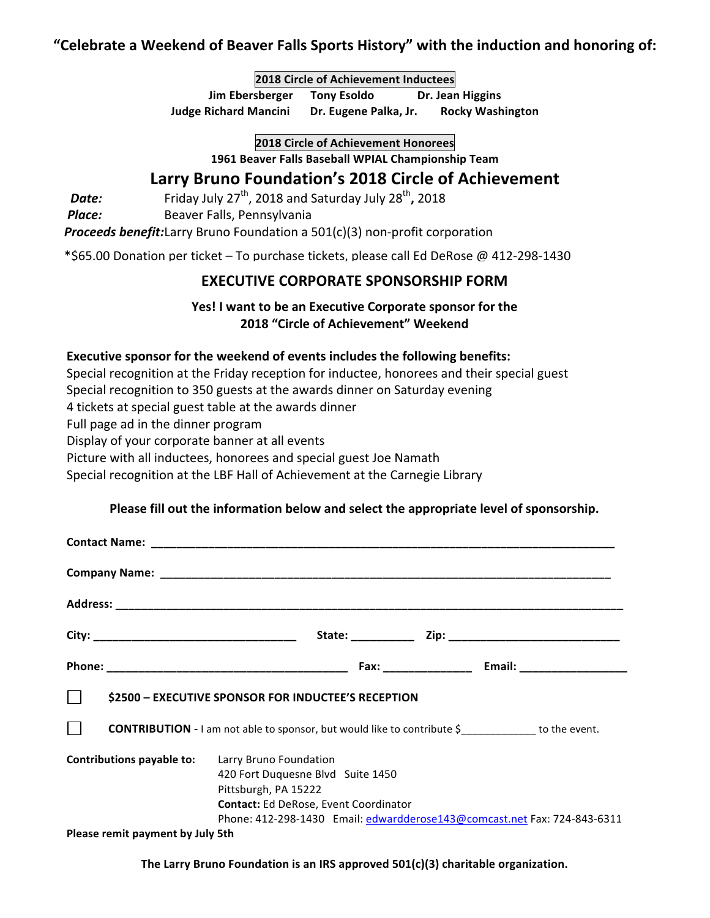**"Celebrate a Weekend of Beaver Falls Sports History" with the induction and honoring of:**

**2018 Circle of Achievement Inductees**

**Jim Ebersberger   Tony Esoldo   Dr. Jean Higgins**
**Judge Richard Mancini   Dr. Eugene Palka, Jr.   Rocky Washington**

**2018 Circle of Achievement Honorees**

**1961 Beaver Falls Baseball WPIAL Championship Team**

## Larry Bruno Foundation's 2018 Circle of Achievement

***Date:*** Friday July 27th, 2018 and Saturday July 28th, 2018
***Place:*** Beaver Falls, Pennsylvania
***Proceeds benefit:*** Larry Bruno Foundation a 501(c)(3) non-profit corporation

*$65.00 Donation per ticket – To purchase tickets, please call Ed DeRose @ 412-298-1430

## EXECUTIVE CORPORATE SPONSORSHIP FORM

**Yes! I want to be an Executive Corporate sponsor for the 2018 "Circle of Achievement" Weekend**

**Executive sponsor for the weekend of events includes the following benefits:**

Special recognition at the Friday reception for inductee, honorees and their special guest
Special recognition to 350 guests at the awards dinner on Saturday evening
4 tickets at special guest table at the awards dinner
Full page ad in the dinner program
Display of your corporate banner at all events
Picture with all inductees, honorees and special guest Joe Namath
Special recognition at the LBF Hall of Achievement at the Carnegie Library

**Please fill out the information below and select the appropriate level of sponsorship.**

**Contact Name:** ______________________________________________

**Company Name:** ______________________________________________

**Address:** ______________________________________________

**City:** ____________________ **State:** __________ **Zip:** ____________________

**Phone:** ____________________ **Fax:** ______________ **Email:** ________________

☐ **$2500 – EXECUTIVE SPONSOR FOR INDUCTEE'S RECEPTION**

☐ **CONTRIBUTION -** I am not able to sponsor, but would like to contribute $_____________ to the event.

**Contributions payable to:** Larry Bruno Foundation
420 Fort Duquesne Blvd Suite 1450
Pittsburgh, PA 15222
**Contact:** Ed DeRose, Event Coordinator
Phone: 412-298-1430 Email: edwardderose143@comcast.net Fax: 724-843-6311

**Please remit payment by July 5th**

**The Larry Bruno Foundation is an IRS approved 501(c)(3) charitable organization.**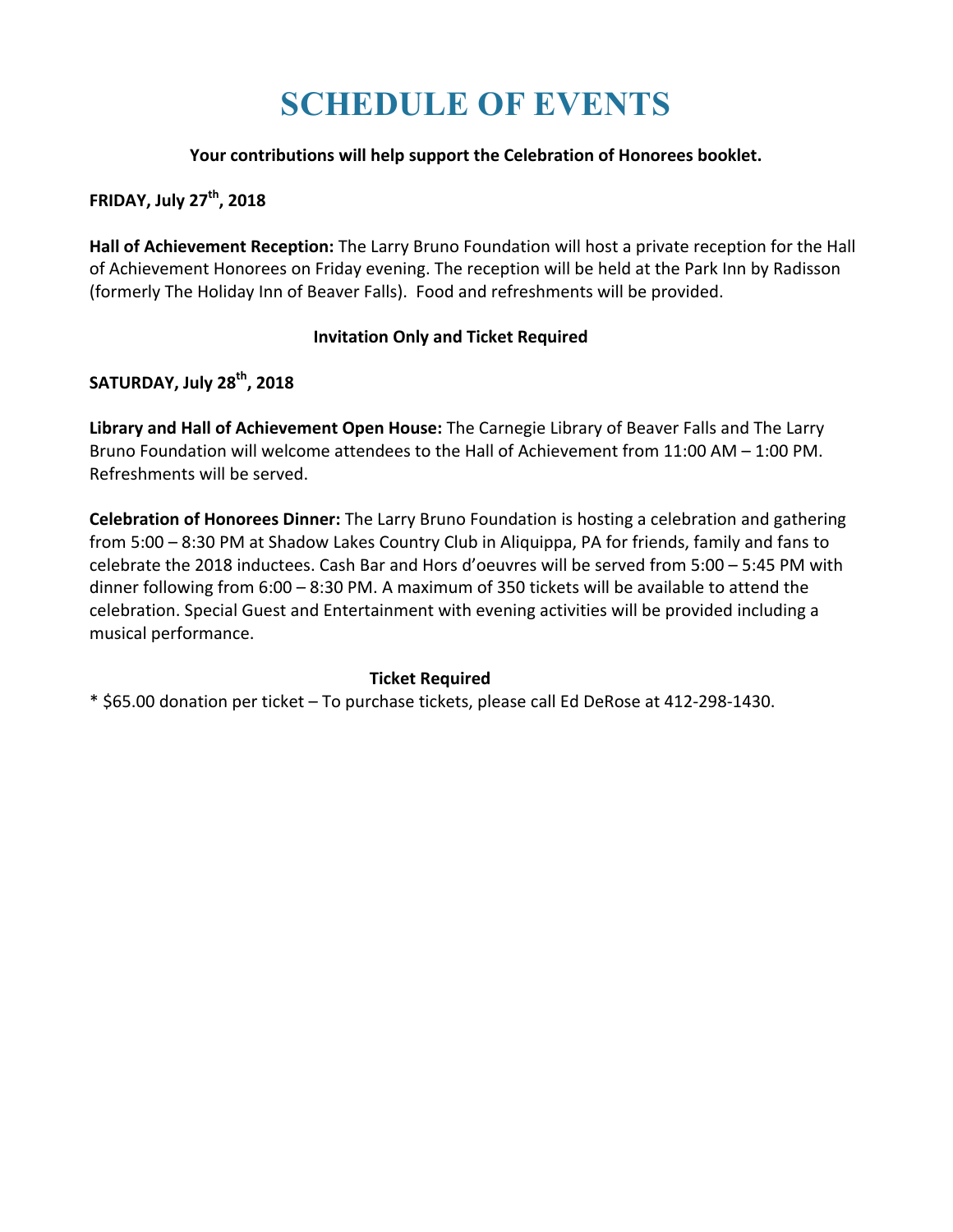# SCHEDULE OF EVENTS

**Your contributions will help support the Celebration of Honorees booklet.**

**FRIDAY, July 27th, 2018**

**Hall of Achievement Reception:** The Larry Bruno Foundation will host a private reception for the Hall of Achievement Honorees on Friday evening. The reception will be held at the Park Inn by Radisson (formerly The Holiday Inn of Beaver Falls). Food and refreshments will be provided.

**Invitation Only and Ticket Required**

**SATURDAY, July 28th, 2018**

**Library and Hall of Achievement Open House:** The Carnegie Library of Beaver Falls and The Larry Bruno Foundation will welcome attendees to the Hall of Achievement from 11:00 AM – 1:00 PM. Refreshments will be served.

**Celebration of Honorees Dinner:** The Larry Bruno Foundation is hosting a celebration and gathering from 5:00 – 8:30 PM at Shadow Lakes Country Club in Aliquippa, PA for friends, family and fans to celebrate the 2018 inductees. Cash Bar and Hors d'oeuvres will be served from 5:00 – 5:45 PM with dinner following from 6:00 – 8:30 PM. A maximum of 350 tickets will be available to attend the celebration. Special Guest and Entertainment with evening activities will be provided including a musical performance.

**Ticket Required**

* $65.00 donation per ticket – To purchase tickets, please call Ed DeRose at 412-298-1430.